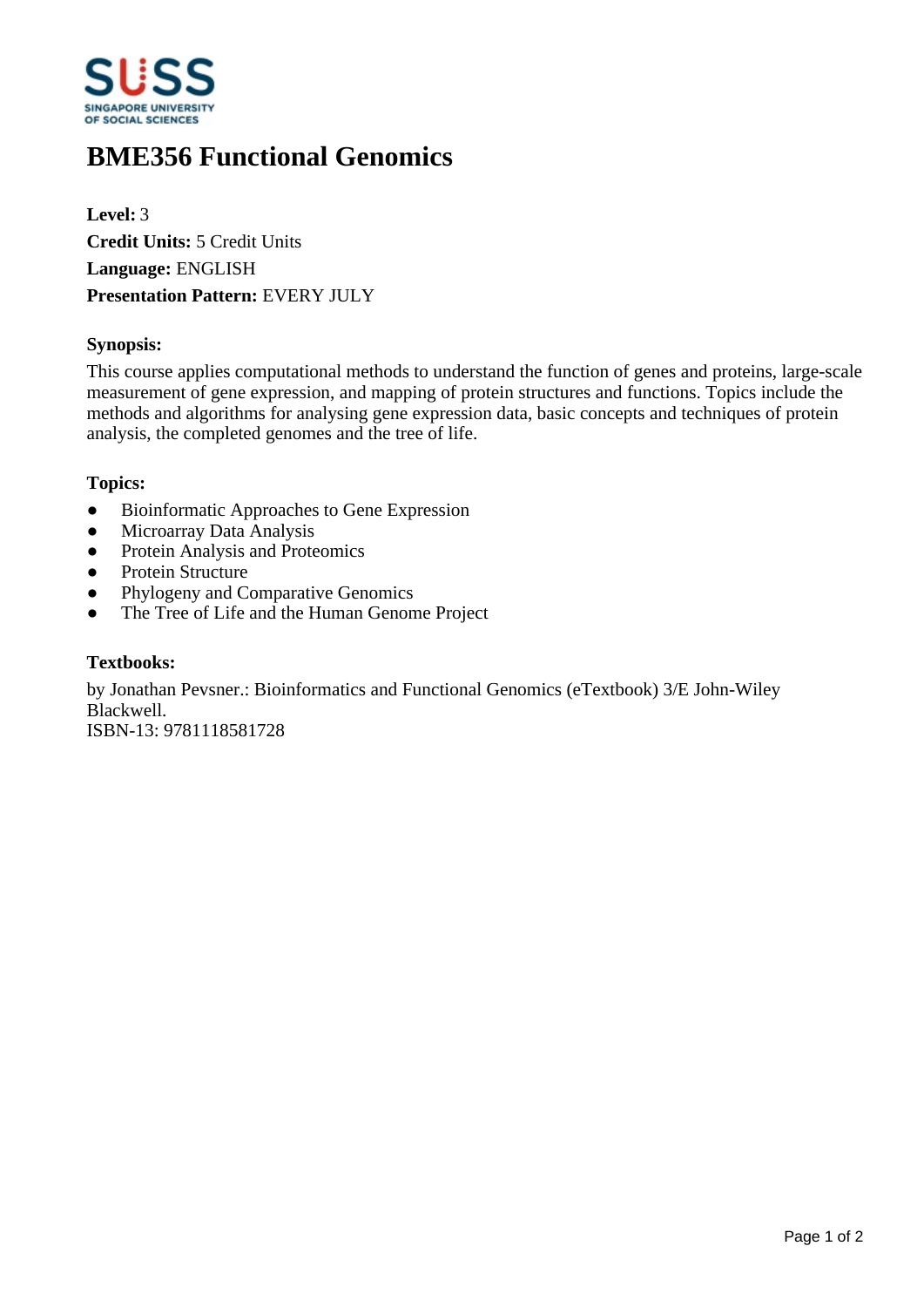# BME356 Functional Genomics

**Level:** 3
**Credit Units:** 5 Credit Units
**Language:** ENGLISH
**Presentation Pattern:** EVERY JULY

### Synopsis:

This course applies computational methods to understand the function of genes and proteins, large-scale measurement of gene expression, and mapping of protein structures and functions. Topics include the methods and algorithms for analysing gene expression data, basic concepts and techniques of protein analysis, the completed genomes and the tree of life.

### Topics:

- Bioinformatic Approaches to Gene Expression
- Microarray Data Analysis
- Protein Analysis and Proteomics
- Protein Structure
- Phylogeny and Comparative Genomics
- The Tree of Life and the Human Genome Project

### Textbooks:

by Jonathan Pevsner.: Bioinformatics and Functional Genomics (eTextbook) 3/E John-Wiley Blackwell.
ISBN-13: 9781118581728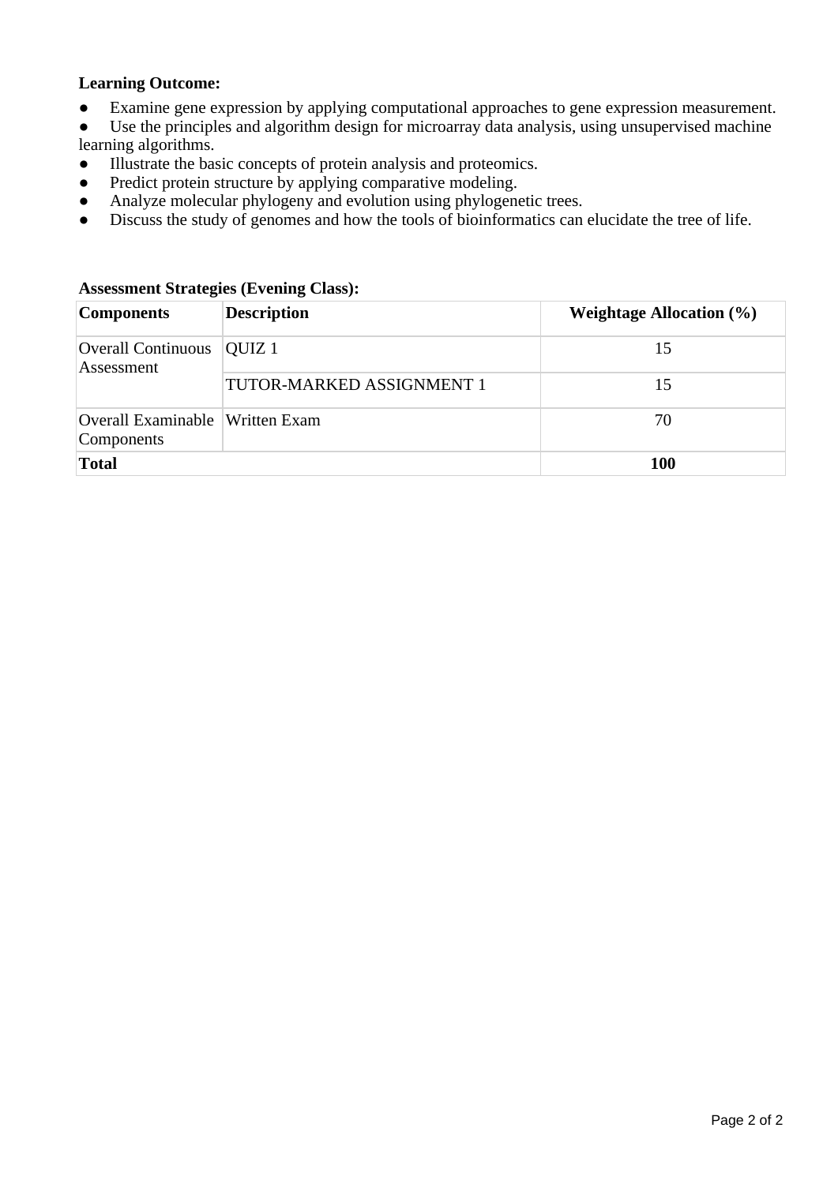**Learning Outcome:**

- Examine gene expression by applying computational approaches to gene expression measurement.
- Use the principles and algorithm design for microarray data analysis, using unsupervised machine learning algorithms.
- Illustrate the basic concepts of protein analysis and proteomics.
- Predict protein structure by applying comparative modeling.
- Analyze molecular phylogeny and evolution using phylogenetic trees.
- Discuss the study of genomes and how the tools of bioinformatics can elucidate the tree of life.

**Assessment Strategies (Evening Class):**

| **Components** | **Description** | **Weightage Allocation (%)** |
| --- | --- | --- |
| Overall Continuous Assessment | QUIZ 1 | 15 |
| | TUTOR-MARKED ASSIGNMENT 1 | 15 |
| Overall Examinable Components | Written Exam | 70 |
| **Total** | | **100** |